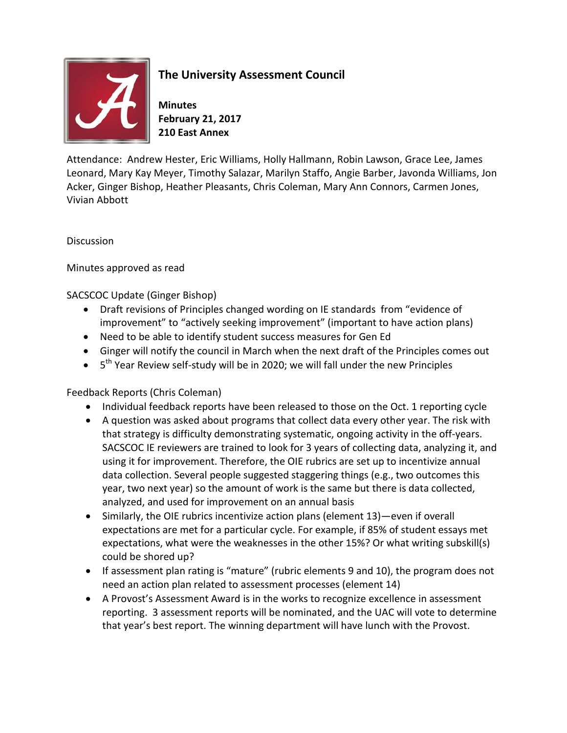# The University Assessment Council

**Minutes**
**February 21, 2017**
**210 East Annex**

Attendance: Andrew Hester, Eric Williams, Holly Hallmann, Robin Lawson, Grace Lee, James Leonard, Mary Kay Meyer, Timothy Salazar, Marilyn Staffo, Angie Barber, Javonda Williams, Jon Acker, Ginger Bishop, Heather Pleasants, Chris Coleman, Mary Ann Connors, Carmen Jones, Vivian Abbott

Discussion

Minutes approved as read

SACSCOC Update (Ginger Bishop)

- Draft revisions of Principles changed wording on IE standards from "evidence of improvement" to "actively seeking improvement" (important to have action plans)
- Need to be able to identify student success measures for Gen Ed
- Ginger will notify the council in March when the next draft of the Principles comes out
- 5th Year Review self-study will be in 2020; we will fall under the new Principles

Feedback Reports (Chris Coleman)

- Individual feedback reports have been released to those on the Oct. 1 reporting cycle
- A question was asked about programs that collect data every other year. The risk with that strategy is difficulty demonstrating systematic, ongoing activity in the off-years. SACSCOC IE reviewers are trained to look for 3 years of collecting data, analyzing it, and using it for improvement. Therefore, the OIE rubrics are set up to incentivize annual data collection. Several people suggested staggering things (e.g., two outcomes this year, two next year) so the amount of work is the same but there is data collected, analyzed, and used for improvement on an annual basis
- Similarly, the OIE rubrics incentivize action plans (element 13)—even if overall expectations are met for a particular cycle. For example, if 85% of student essays met expectations, what were the weaknesses in the other 15%? Or what writing subskill(s) could be shored up?
- If assessment plan rating is "mature" (rubric elements 9 and 10), the program does not need an action plan related to assessment processes (element 14)
- A Provost's Assessment Award is in the works to recognize excellence in assessment reporting. 3 assessment reports will be nominated, and the UAC will vote to determine that year's best report. The winning department will have lunch with the Provost.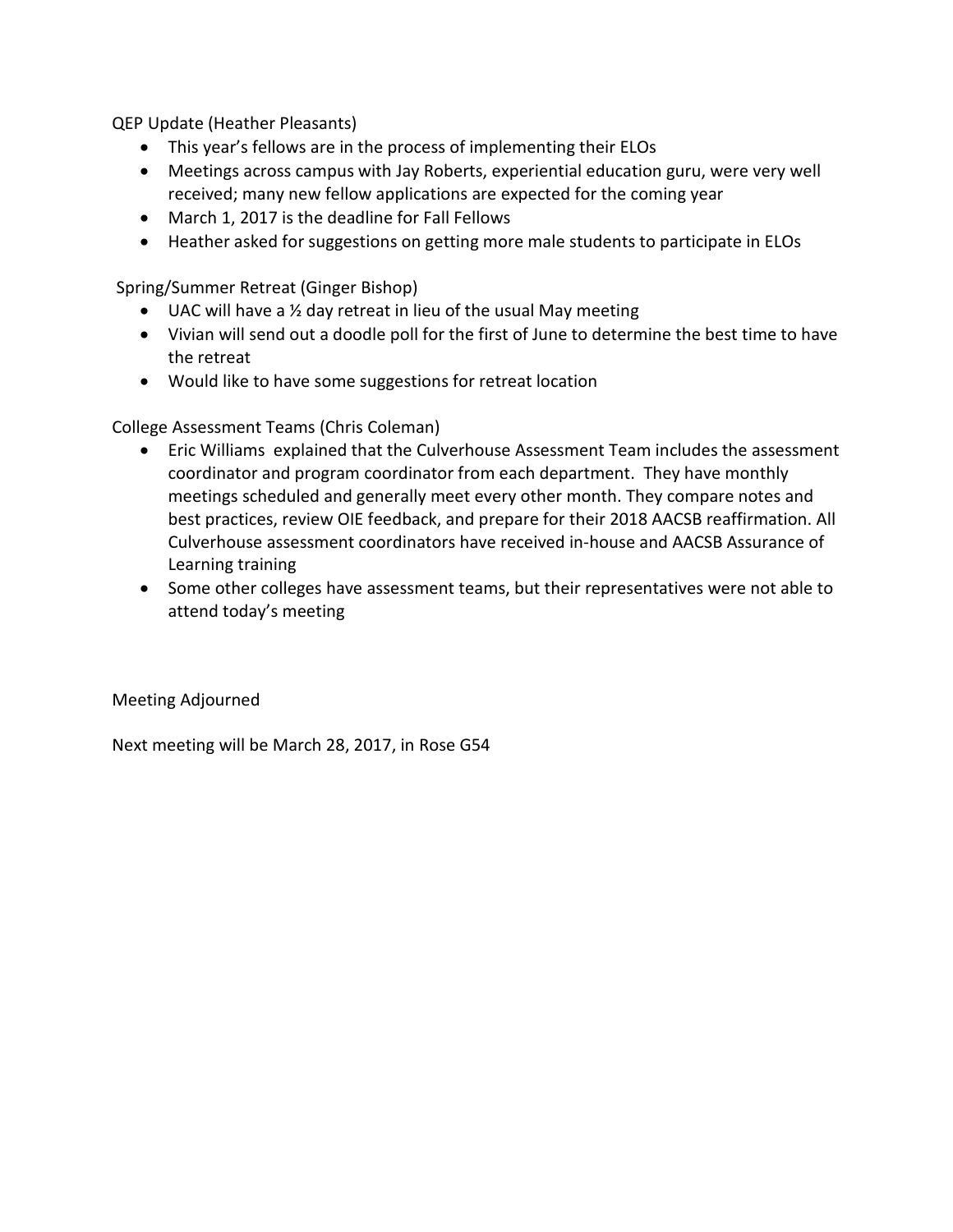QEP Update (Heather Pleasants)

- This year's fellows are in the process of implementing their ELOs
- Meetings across campus with Jay Roberts, experiential education guru, were very well received; many new fellow applications are expected for the coming year
- March 1, 2017 is the deadline for Fall Fellows
- Heather asked for suggestions on getting more male students to participate in ELOs

Spring/Summer Retreat (Ginger Bishop)

- UAC will have a ½ day retreat in lieu of the usual May meeting
- Vivian will send out a doodle poll for the first of June to determine the best time to have the retreat
- Would like to have some suggestions for retreat location

College Assessment Teams (Chris Coleman)

- Eric Williams explained that the Culverhouse Assessment Team includes the assessment coordinator and program coordinator from each department. They have monthly meetings scheduled and generally meet every other month. They compare notes and best practices, review OIE feedback, and prepare for their 2018 AACSB reaffirmation. All Culverhouse assessment coordinators have received in-house and AACSB Assurance of Learning training
- Some other colleges have assessment teams, but their representatives were not able to attend today's meeting

Meeting Adjourned

Next meeting will be March 28, 2017, in Rose G54